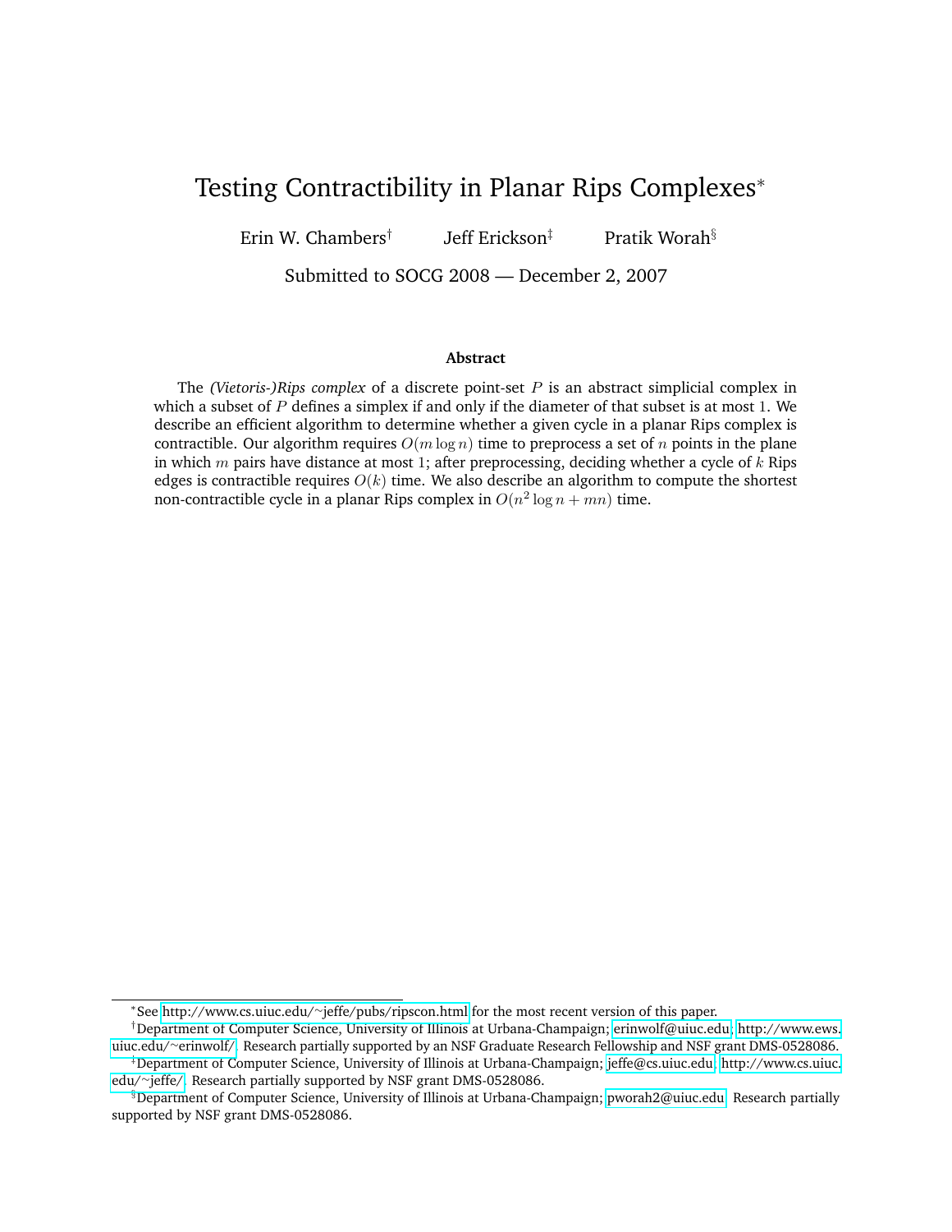# Testing Contractibility in Planar Rips Complexes*

Erin W. Chambers[†] Jeff Erickson[‡] Pratik Worah[§]

Submitted to SOCG 2008 — December 2, 2007

## Abstract

The *(Vietoris-)Rips complex* of a discrete point-set $P$ is an abstract simplicial complex in which a subset of $P$ defines a simplex if and only if the diameter of that subset is at most 1. We describe an efficient algorithm to determine whether a given cycle in a planar Rips complex is contractible. Our algorithm requires $O(m \log n)$ time to preprocess a set of $n$ points in the plane in which $m$ pairs have distance at most 1; after preprocessing, deciding whether a cycle of $k$ Rips edges is contractible requires $O(k)$ time. We also describe an algorithm to compute the shortest non-contractible cycle in a planar Rips complex in $O(n^2 \log n + mn)$ time.

---

*See http://www.cs.uiuc.edu/~jeffe/pubs/ripscon.html for the most recent version of this paper.

[†]Department of Computer Science, University of Illinois at Urbana-Champaign; erinwolf@uiuc.edu; http://www.ews.uiuc.edu/~erinwolf/. Research partially supported by an NSF Graduate Research Fellowship and NSF grant DMS-0528086.

[‡]Department of Computer Science, University of Illinois at Urbana-Champaign; jeffe@cs.uiuc.edu; http://www.cs.uiuc.edu/~jeffe/. Research partially supported by NSF grant DMS-0528086.

[§]Department of Computer Science, University of Illinois at Urbana-Champaign; pworah2@uiuc.edu. Research partially supported by NSF grant DMS-0528086.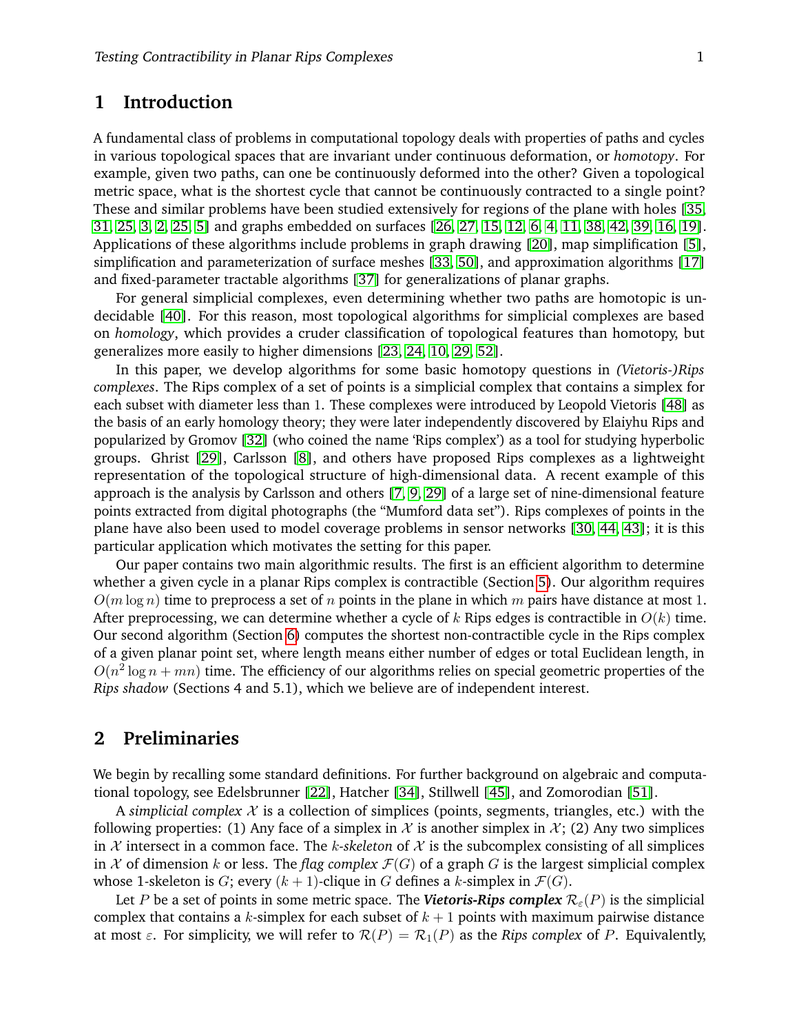## 1 Introduction

A fundamental class of problems in computational topology deals with properties of paths and cycles in various topological spaces that are invariant under continuous deformation, or *homotopy*. For example, given two paths, can one be continuously deformed into the other? Given a topological metric space, what is the shortest cycle that cannot be continuously contracted to a single point? These and similar problems have been studied extensively for regions of the plane with holes [35, 31, 25, 3, 2, 25, 5] and graphs embedded on surfaces [26, 27, 15, 12, 6, 4, 11, 38, 42, 39, 16, 19]. Applications of these algorithms include problems in graph drawing [20], map simplification [5], simplification and parameterization of surface meshes [33, 50], and approximation algorithms [17] and fixed-parameter tractable algorithms [37] for generalizations of planar graphs.

For general simplicial complexes, even determining whether two paths are homotopic is undecidable [40]. For this reason, most topological algorithms for simplicial complexes are based on *homology*, which provides a cruder classification of topological features than homotopy, but generalizes more easily to higher dimensions [23, 24, 10, 29, 52].

In this paper, we develop algorithms for some basic homotopy questions in *(Vietoris-)Rips complexes*. The Rips complex of a set of points is a simplicial complex that contains a simplex for each subset with diameter less than 1. These complexes were introduced by Leopold Vietoris [48] as the basis of an early homology theory; they were later independently discovered by Elaiyhu Rips and popularized by Gromov [32] (who coined the name 'Rips complex') as a tool for studying hyperbolic groups. Ghrist [29], Carlsson [8], and others have proposed Rips complexes as a lightweight representation of the topological structure of high-dimensional data. A recent example of this approach is the analysis by Carlsson and others [7, 9, 29] of a large set of nine-dimensional feature points extracted from digital photographs (the "Mumford data set"). Rips complexes of points in the plane have also been used to model coverage problems in sensor networks [30, 44, 43]; it is this particular application which motivates the setting for this paper.

Our paper contains two main algorithmic results. The first is an efficient algorithm to determine whether a given cycle in a planar Rips complex is contractible (Section 5). Our algorithm requires $O(m \log n)$ time to preprocess a set of $n$ points in the plane in which $m$ pairs have distance at most 1. After preprocessing, we can determine whether a cycle of $k$ Rips edges is contractible in $O(k)$ time. Our second algorithm (Section 6) computes the shortest non-contractible cycle in the Rips complex of a given planar point set, where length means either number of edges or total Euclidean length, in $O(n^2 \log n + mn)$ time. The efficiency of our algorithms relies on special geometric properties of the *Rips shadow* (Sections 4 and 5.1), which we believe are of independent interest.

## 2 Preliminaries

We begin by recalling some standard definitions. For further background on algebraic and computational topology, see Edelsbrunner [22], Hatcher [34], Stillwell [45], and Zomorodian [51].

A *simplicial complex* $\mathcal{X}$ is a collection of simplices (points, segments, triangles, etc.) with the following properties: (1) Any face of a simplex in $\mathcal{X}$ is another simplex in $\mathcal{X}$; (2) Any two simplices in $\mathcal{X}$ intersect in a common face. The $k$*-skeleton* of $\mathcal{X}$ is the subcomplex consisting of all simplices in $\mathcal{X}$ of dimension $k$ or less. The *flag complex* $\mathcal{F}(G)$ of a graph $G$ is the largest simplicial complex whose 1-skeleton is $G$; every $(k+1)$-clique in $G$ defines a $k$-simplex in $\mathcal{F}(G)$.

Let $P$ be a set of points in some metric space. The ***Vietoris-Rips complex*** $\mathcal{R}_\varepsilon(P)$ is the simplicial complex that contains a $k$-simplex for each subset of $k+1$ points with maximum pairwise distance at most $\varepsilon$. For simplicity, we will refer to $\mathcal{R}(P) = \mathcal{R}_1(P)$ as the *Rips complex* of $P$. Equivalently,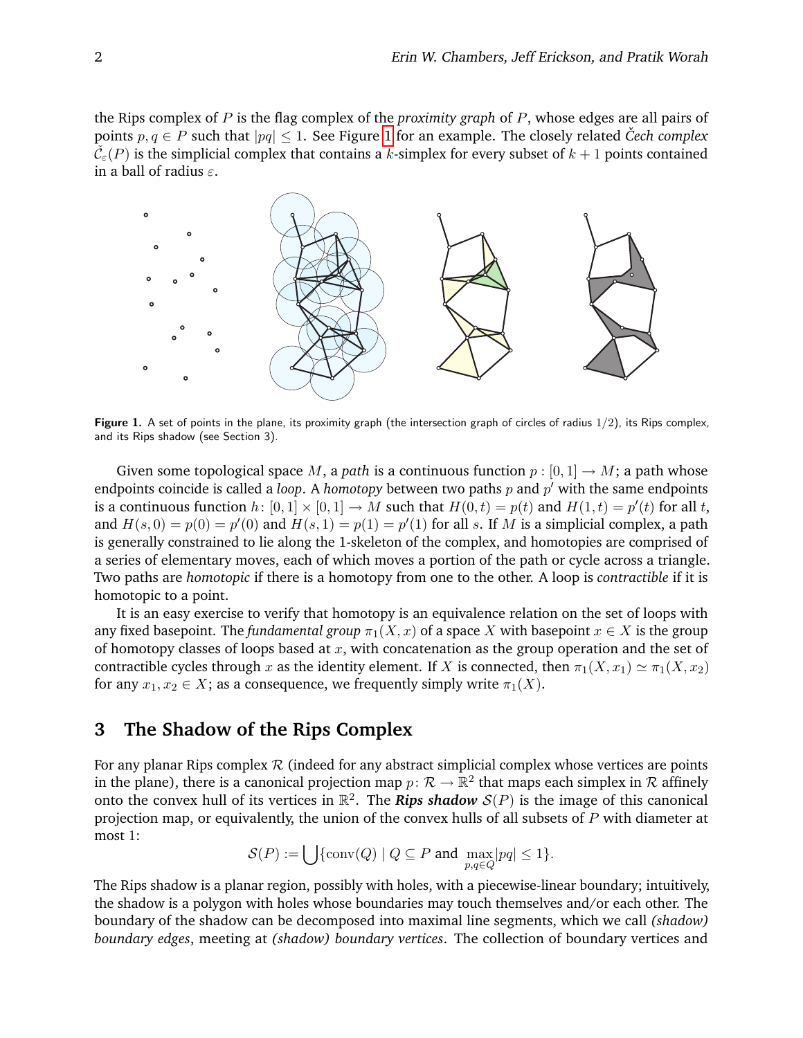the Rips complex of $P$ is the flag complex of the *proximity graph* of $P$, whose edges are all pairs of points $p, q \in P$ such that $|pq| \leq 1$. See Figure 1 for an example. The closely related *Čech complex* $\check{\mathcal{C}}_\varepsilon(P)$ is the simplicial complex that contains a $k$-simplex for every subset of $k+1$ points contained in a ball of radius $\varepsilon$.

**Figure 1.** A set of points in the plane, its proximity graph (the intersection graph of circles of radius $1/2$), its Rips complex, and its Rips shadow (see Section 3).

Given some topological space $M$, a *path* is a continuous function $p : [0,1] \to M$; a path whose endpoints coincide is called a *loop*. A *homotopy* between two paths $p$ and $p'$ with the same endpoints is a continuous function $h\colon [0,1] \times [0,1] \to M$ such that $H(0,t) = p(t)$ and $H(1,t) = p'(t)$ for all $t$, and $H(s,0) = p(0) = p'(0)$ and $H(s,1) = p(1) = p'(1)$ for all $s$. If $M$ is a simplicial complex, a path is generally constrained to lie along the 1-skeleton of the complex, and homotopies are comprised of a series of elementary moves, each of which moves a portion of the path or cycle across a triangle. Two paths are *homotopic* if there is a homotopy from one to the other. A loop is *contractible* if it is homotopic to a point.

It is an easy exercise to verify that homotopy is an equivalence relation on the set of loops with any fixed basepoint. The *fundamental group* $\pi_1(X,x)$ of a space $X$ with basepoint $x \in X$ is the group of homotopy classes of loops based at $x$, with concatenation as the group operation and the set of contractible cycles through $x$ as the identity element. If $X$ is connected, then $\pi_1(X,x_1) \simeq \pi_1(X,x_2)$ for any $x_1, x_2 \in X$; as a consequence, we frequently simply write $\pi_1(X)$.

## 3 The Shadow of the Rips Complex

For any planar Rips complex $\mathcal{R}$ (indeed for any abstract simplicial complex whose vertices are points in the plane), there is a canonical projection map $p\colon \mathcal{R} \to \mathbb{R}^2$ that maps each simplex in $\mathcal{R}$ affinely onto the convex hull of its vertices in $\mathbb{R}^2$. The ***Rips shadow*** $\mathcal{S}(P)$ is the image of this canonical projection map, or equivalently, the union of the convex hulls of all subsets of $P$ with diameter at most 1:

$$\mathcal{S}(P) := \bigcup \{\operatorname{conv}(Q) \mid Q \subseteq P \text{ and } \max_{p,q \in Q} |pq| \leq 1\}.$$

The Rips shadow is a planar region, possibly with holes, with a piecewise-linear boundary; intuitively, the shadow is a polygon with holes whose boundaries may touch themselves and/or each other. The boundary of the shadow can be decomposed into maximal line segments, which we call *(shadow) boundary edges*, meeting at *(shadow) boundary vertices*. The collection of boundary vertices and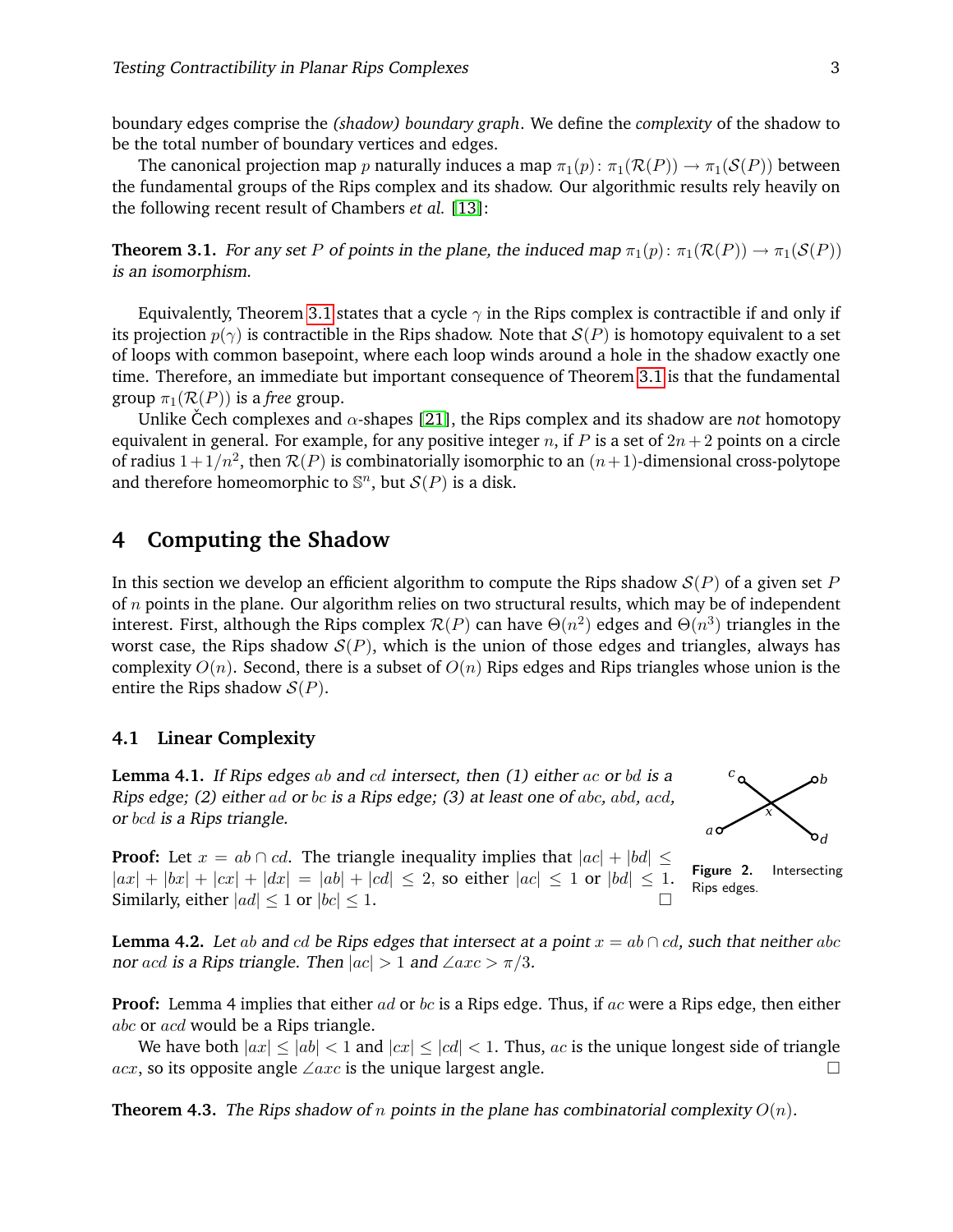boundary edges comprise the *(shadow) boundary graph*. We define the *complexity* of the shadow to be the total number of boundary vertices and edges.

The canonical projection map $p$ naturally induces a map $\pi_1(p)\colon \pi_1(\mathcal{R}(P)) \to \pi_1(\mathcal{S}(P))$ between the fundamental groups of the Rips complex and its shadow. Our algorithmic results rely heavily on the following recent result of Chambers *et al.* [13]:

**Theorem 3.1.** *For any set $P$ of points in the plane, the induced map $\pi_1(p)\colon \pi_1(\mathcal{R}(P)) \to \pi_1(\mathcal{S}(P))$ is an isomorphism.*

Equivalently, Theorem 3.1 states that a cycle $\gamma$ in the Rips complex is contractible if and only if its projection $p(\gamma)$ is contractible in the Rips shadow. Note that $\mathcal{S}(P)$ is homotopy equivalent to a set of loops with common basepoint, where each loop winds around a hole in the shadow exactly one time. Therefore, an immediate but important consequence of Theorem 3.1 is that the fundamental group $\pi_1(\mathcal{R}(P))$ is a *free* group.

Unlike Čech complexes and $\alpha$-shapes [21], the Rips complex and its shadow are *not* homotopy equivalent in general. For example, for any positive integer $n$, if $P$ is a set of $2n+2$ points on a circle of radius $1+1/n^2$, then $\mathcal{R}(P)$ is combinatorially isomorphic to an $(n+1)$-dimensional cross-polytope and therefore homeomorphic to $\mathbb{S}^n$, but $\mathcal{S}(P)$ is a disk.

# 4 Computing the Shadow

In this section we develop an efficient algorithm to compute the Rips shadow $\mathcal{S}(P)$ of a given set $P$ of $n$ points in the plane. Our algorithm relies on two structural results, which may be of independent interest. First, although the Rips complex $\mathcal{R}(P)$ can have $\Theta(n^2)$ edges and $\Theta(n^3)$ triangles in the worst case, the Rips shadow $\mathcal{S}(P)$, which is the union of those edges and triangles, always has complexity $O(n)$. Second, there is a subset of $O(n)$ Rips edges and Rips triangles whose union is the entire the Rips shadow $\mathcal{S}(P)$.

## 4.1 Linear Complexity

**Lemma 4.1.** *If Rips edges $ab$ and $cd$ intersect, then (1) either $ac$ or $bd$ is a Rips edge; (2) either $ad$ or $bc$ is a Rips edge; (3) at least one of $abc$, $abd$, $acd$, or $bcd$ is a Rips triangle.*

**Figure 2.** Intersecting Rips edges.

**Proof:** Let $x = ab \cap cd$. The triangle inequality implies that $|ac| + |bd| \leq |ax| + |bx| + |cx| + |dx| = |ab| + |cd| \leq 2$, so either $|ac| \leq 1$ or $|bd| \leq 1$. Similarly, either $|ad| \leq 1$ or $|bc| \leq 1$. □

**Lemma 4.2.** *Let $ab$ and $cd$ be Rips edges that intersect at a point $x = ab \cap cd$, such that neither $abc$ nor $acd$ is a Rips triangle. Then $|ac| > 1$ and $\angle axc > \pi/3$.*

**Proof:** Lemma 4 implies that either $ad$ or $bc$ is a Rips edge. Thus, if $ac$ were a Rips edge, then either $abc$ or $acd$ would be a Rips triangle.

We have both $|ax| \leq |ab| < 1$ and $|cx| \leq |cd| < 1$. Thus, $ac$ is the unique longest side of triangle $acx$, so its opposite angle $\angle axc$ is the unique largest angle. □

**Theorem 4.3.** *The Rips shadow of $n$ points in the plane has combinatorial complexity $O(n)$.*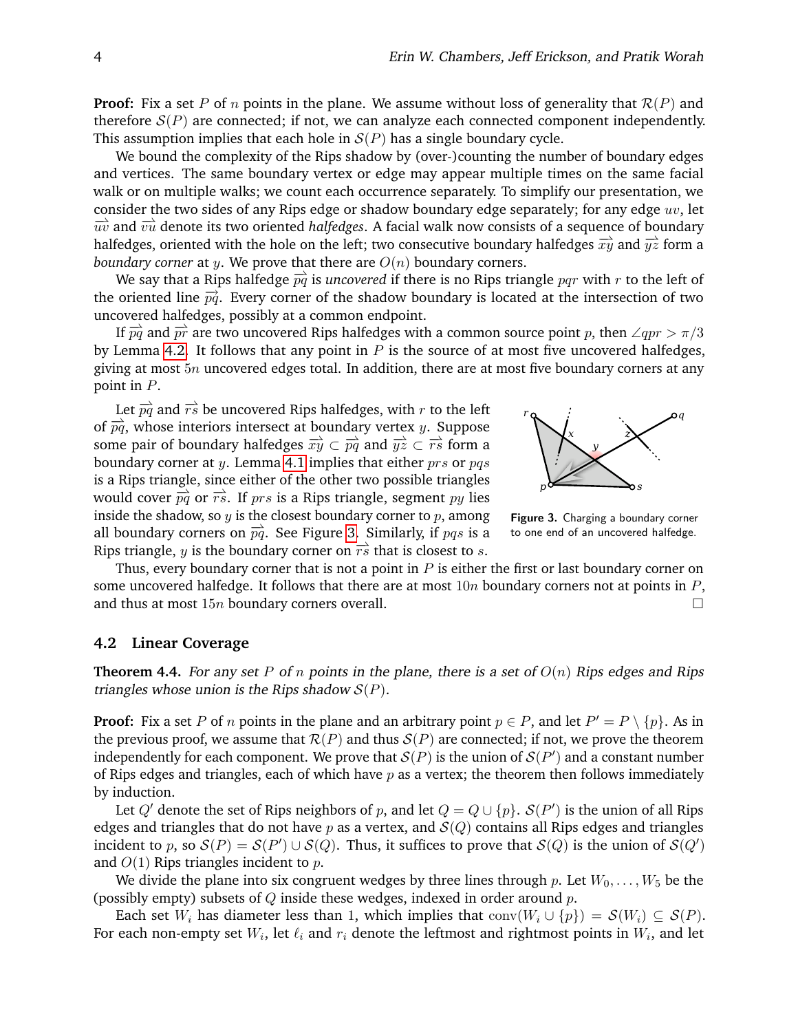**Proof:** Fix a set $P$ of $n$ points in the plane. We assume without loss of generality that $\mathcal{R}(P)$ and therefore $\mathcal{S}(P)$ are connected; if not, we can analyze each connected component independently. This assumption implies that each hole in $\mathcal{S}(P)$ has a single boundary cycle.

We bound the complexity of the Rips shadow by (over-)counting the number of boundary edges and vertices. The same boundary vertex or edge may appear multiple times on the same facial walk or on multiple walks; we count each occurrence separately. To simplify our presentation, we consider the two sides of any Rips edge or shadow boundary edge separately; for any edge $uv$, let $\overrightarrow{uv}$ and $\overrightarrow{vu}$ denote its two oriented *halfedges*. A facial walk now consists of a sequence of boundary halfedges, oriented with the hole on the left; two consecutive boundary halfedges $\overrightarrow{xy}$ and $\overrightarrow{yz}$ form a *boundary corner* at $y$. We prove that there are $O(n)$ boundary corners.

We say that a Rips halfedge $\overrightarrow{pq}$ is *uncovered* if there is no Rips triangle $pqr$ with $r$ to the left of the oriented line $\overrightarrow{pq}$. Every corner of the shadow boundary is located at the intersection of two uncovered halfedges, possibly at a common endpoint.

If $\overrightarrow{pq}$ and $\overrightarrow{pr}$ are two uncovered Rips halfedges with a common source point $p$, then $\angle qpr > \pi/3$ by Lemma 4.2. It follows that any point in $P$ is the source of at most five uncovered halfedges, giving at most $5n$ uncovered edges total. In addition, there are at most five boundary corners at any point in $P$.

Let $\overrightarrow{pq}$ and $\overrightarrow{rs}$ be uncovered Rips halfedges, with $r$ to the left of $\overrightarrow{pq}$, whose interiors intersect at boundary vertex $y$. Suppose some pair of boundary halfedges $\overrightarrow{xy} \subset \overrightarrow{pq}$ and $\overrightarrow{yz} \subset \overrightarrow{rs}$ form a boundary corner at $y$. Lemma 4.1 implies that either $prs$ or $pqs$ is a Rips triangle, since either of the other two possible triangles would cover $\overrightarrow{pq}$ or $\overrightarrow{rs}$. If $prs$ is a Rips triangle, segment $py$ lies inside the shadow, so $y$ is the closest boundary corner to $p$, among all boundary corners on $\overrightarrow{pq}$. See Figure 3. Similarly, if $pqs$ is a Rips triangle, $y$ is the boundary corner on $\overrightarrow{rs}$ that is closest to $s$.

**Figure 3.** Charging a boundary corner to one end of an uncovered halfedge.

Thus, every boundary corner that is not a point in $P$ is either the first or last boundary corner on some uncovered halfedge. It follows that there are at most $10n$ boundary corners not at points in $P$, and thus at most $15n$ boundary corners overall. □

### 4.2 Linear Coverage

**Theorem 4.4.** *For any set $P$ of $n$ points in the plane, there is a set of $O(n)$ Rips edges and Rips triangles whose union is the Rips shadow $\mathcal{S}(P)$.*

**Proof:** Fix a set $P$ of $n$ points in the plane and an arbitrary point $p \in P$, and let $P' = P \setminus \{p\}$. As in the previous proof, we assume that $\mathcal{R}(P)$ and thus $\mathcal{S}(P)$ are connected; if not, we prove the theorem independently for each component. We prove that $\mathcal{S}(P)$ is the union of $\mathcal{S}(P')$ and a constant number of Rips edges and triangles, each of which have $p$ as a vertex; the theorem then follows immediately by induction.

Let $Q'$ denote the set of Rips neighbors of $p$, and let $Q = Q \cup \{p\}$. $\mathcal{S}(P')$ is the union of all Rips edges and triangles that do not have $p$ as a vertex, and $\mathcal{S}(Q)$ contains all Rips edges and triangles incident to $p$, so $\mathcal{S}(P) = \mathcal{S}(P') \cup \mathcal{S}(Q)$. Thus, it suffices to prove that $\mathcal{S}(Q)$ is the union of $\mathcal{S}(Q')$ and $O(1)$ Rips triangles incident to $p$.

We divide the plane into six congruent wedges by three lines through $p$. Let $W_0, \ldots, W_5$ be the (possibly empty) subsets of $Q$ inside these wedges, indexed in order around $p$.

Each set $W_i$ has diameter less than 1, which implies that $\operatorname{conv}(W_i \cup \{p\}) = \mathcal{S}(W_i) \subseteq \mathcal{S}(P)$. For each non-empty set $W_i$, let $\ell_i$ and $r_i$ denote the leftmost and rightmost points in $W_i$, and let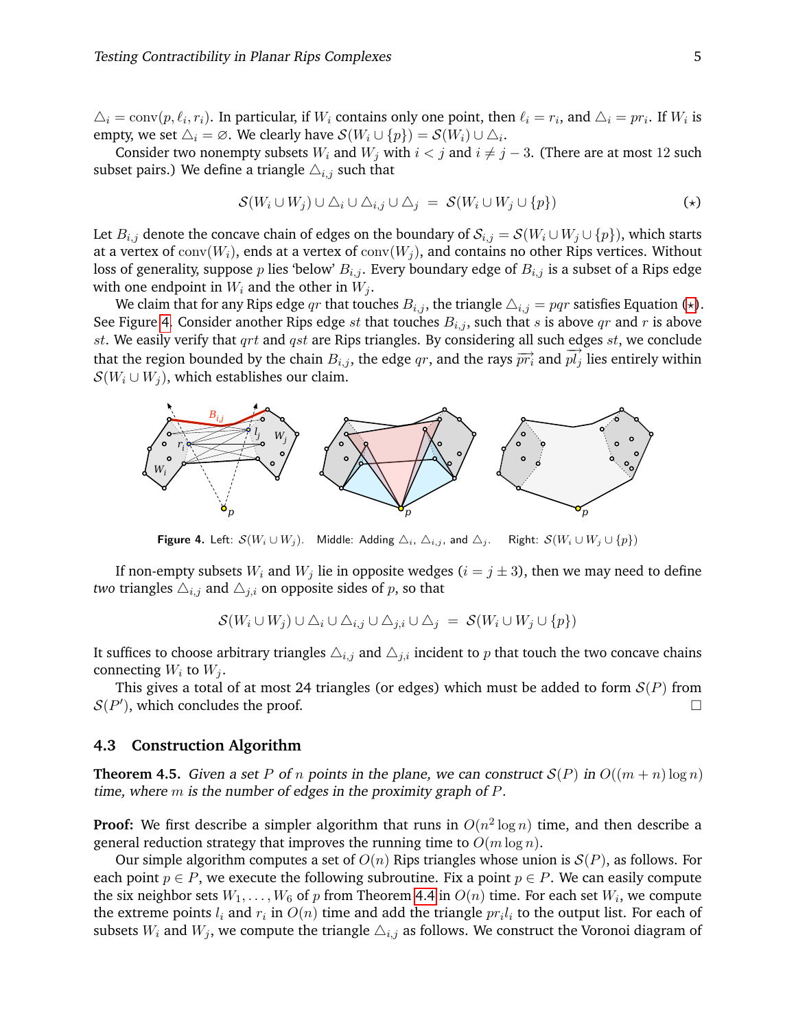$\triangle_i = \text{conv}(p, \ell_i, r_i)$. In particular, if $W_i$ contains only one point, then $\ell_i = r_i$, and $\triangle_i = pr_i$. If $W_i$ is empty, we set $\triangle_i = \varnothing$. We clearly have $\mathcal{S}(W_i \cup \{p\}) = \mathcal{S}(W_i) \cup \triangle_i$.

Consider two nonempty subsets $W_i$ and $W_j$ with $i < j$ and $i \neq j - 3$. (There are at most 12 such subset pairs.) We define a triangle $\triangle_{i,j}$ such that

$$\mathcal{S}(W_i \cup W_j) \cup \triangle_i \cup \triangle_{i,j} \cup \triangle_j \;=\; \mathcal{S}(W_i \cup W_j \cup \{p\}) \tag{$\star$}$$

Let $B_{i,j}$ denote the concave chain of edges on the boundary of $\mathcal{S}_{i,j} = \mathcal{S}(W_i \cup W_j \cup \{p\})$, which starts at a vertex of $\text{conv}(W_i)$, ends at a vertex of $\text{conv}(W_j)$, and contains no other Rips vertices. Without loss of generality, suppose $p$ lies 'below' $B_{i,j}$. Every boundary edge of $B_{i,j}$ is a subset of a Rips edge with one endpoint in $W_i$ and the other in $W_j$.

We claim that for any Rips edge $qr$ that touches $B_{i,j}$, the triangle $\triangle_{i,j} = pqr$ satisfies Equation ($\star$). See Figure 4. Consider another Rips edge $st$ that touches $B_{i,j}$, such that $s$ is above $qr$ and $r$ is above $st$. We easily verify that $qrt$ and $qst$ are Rips triangles. By considering all such edges $st$, we conclude that the region bounded by the chain $B_{i,j}$, the edge $qr$, and the rays $\overrightarrow{pr_i}$ and $\overrightarrow{pl_j}$ lies entirely within $\mathcal{S}(W_i \cup W_j)$, which establishes our claim.

**Figure 4.** Left: $\mathcal{S}(W_i \cup W_j)$. Middle: Adding $\triangle_i$, $\triangle_{i,j}$, and $\triangle_j$. Right: $\mathcal{S}(W_i \cup W_j \cup \{p\})$

If non-empty subsets $W_i$ and $W_j$ lie in opposite wedges ($i = j \pm 3$), then we may need to define *two* triangles $\triangle_{i,j}$ and $\triangle_{j,i}$ on opposite sides of $p$, so that

$$\mathcal{S}(W_i \cup W_j) \cup \triangle_i \cup \triangle_{i,j} \cup \triangle_{j,i} \cup \triangle_j \;=\; \mathcal{S}(W_i \cup W_j \cup \{p\})$$

It suffices to choose arbitrary triangles $\triangle_{i,j}$ and $\triangle_{j,i}$ incident to $p$ that touch the two concave chains connecting $W_i$ to $W_j$.

This gives a total of at most 24 triangles (or edges) which must be added to form $\mathcal{S}(P)$ from $\mathcal{S}(P')$, which concludes the proof. □

### 4.3 Construction Algorithm

**Theorem 4.5.** *Given a set $P$ of $n$ points in the plane, we can construct $\mathcal{S}(P)$ in $O((m+n)\log n)$ time, where $m$ is the number of edges in the proximity graph of $P$.*

**Proof:** We first describe a simpler algorithm that runs in $O(n^2 \log n)$ time, and then describe a general reduction strategy that improves the running time to $O(m \log n)$.

Our simple algorithm computes a set of $O(n)$ Rips triangles whose union is $\mathcal{S}(P)$, as follows. For each point $p \in P$, we execute the following subroutine. Fix a point $p \in P$. We can easily compute the six neighbor sets $W_1, \ldots, W_6$ of $p$ from Theorem 4.4 in $O(n)$ time. For each set $W_i$, we compute the extreme points $l_i$ and $r_i$ in $O(n)$ time and add the triangle $pr_il_i$ to the output list. For each of subsets $W_i$ and $W_j$, we compute the triangle $\triangle_{i,j}$ as follows. We construct the Voronoi diagram of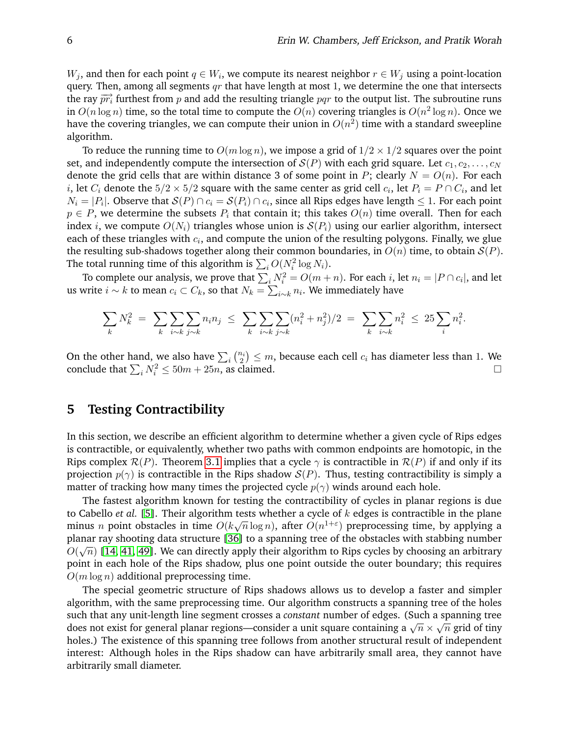$W_j$, and then for each point $q \in W_i$, we compute its nearest neighbor $r \in W_j$ using a point-location query. Then, among all segments $qr$ that have length at most 1, we determine the one that intersects the ray $\overrightarrow{pr_i}$ furthest from $p$ and add the resulting triangle $pqr$ to the output list. The subroutine runs in $O(n \log n)$ time, so the total time to compute the $O(n)$ covering triangles is $O(n^2 \log n)$. Once we have the covering triangles, we can compute their union in $O(n^2)$ time with a standard sweepline algorithm.

To reduce the running time to $O(m \log n)$, we impose a grid of $1/2 \times 1/2$ squares over the point set, and independently compute the intersection of $\mathcal{S}(P)$ with each grid square. Let $c_1, c_2, \ldots, c_N$ denote the grid cells that are within distance 3 of some point in $P$; clearly $N = O(n)$. For each $i$, let $C_i$ denote the $5/2 \times 5/2$ square with the same center as grid cell $c_i$, let $P_i = P \cap C_i$, and let $N_i = |P_i|$. Observe that $\mathcal{S}(P) \cap c_i = \mathcal{S}(P_i) \cap c_i$, since all Rips edges have length $\leq 1$. For each point $p \in P$, we determine the subsets $P_i$ that contain it; this takes $O(n)$ time overall. Then for each index $i$, we compute $O(N_i)$ triangles whose union is $\mathcal{S}(P_i)$ using our earlier algorithm, intersect each of these triangles with $c_i$, and compute the union of the resulting polygons. Finally, we glue the resulting sub-shadows together along their common boundaries, in $O(n)$ time, to obtain $\mathcal{S}(P)$. The total running time of this algorithm is $\sum_i O(N_i^2 \log N_i)$.

To complete our analysis, we prove that $\sum_i N_i^2 = O(m + n)$. For each $i$, let $n_i = |P \cap c_i|$, and let us write $i \sim k$ to mean $c_i \subset C_k$, so that $N_k = \sum_{i \sim k} n_i$. We immediately have

$$\sum_k N_k^2 \;=\; \sum_k \sum_{i \sim k} \sum_{j \sim k} n_i n_j \;\leq\; \sum_k \sum_{i \sim k} \sum_{j \sim k} (n_i^2 + n_j^2)/2 \;=\; \sum_k \sum_{i \sim k} n_i^2 \;\leq\; 25 \sum_i n_i^2.$$

On the other hand, we also have $\sum_i \binom{n_i}{2} \leq m$, because each cell $c_i$ has diameter less than 1. We conclude that $\sum_i N_i^2 \leq 50m + 25n$, as claimed. □

## 5 Testing Contractibility

In this section, we describe an efficient algorithm to determine whether a given cycle of Rips edges is contractible, or equivalently, whether two paths with common endpoints are homotopic, in the Rips complex $\mathcal{R}(P)$. Theorem 3.1 implies that a cycle $\gamma$ is contractible in $\mathcal{R}(P)$ if and only if its projection $p(\gamma)$ is contractible in the Rips shadow $\mathcal{S}(P)$. Thus, testing contractibility is simply a matter of tracking how many times the projected cycle $p(\gamma)$ winds around each hole.

The fastest algorithm known for testing the contractibility of cycles in planar regions is due to Cabello *et al.* [5]. Their algorithm tests whether a cycle of $k$ edges is contractible in the plane minus $n$ point obstacles in time $O(k\sqrt{n} \log n)$, after $O(n^{1+\varepsilon})$ preprocessing time, by applying a planar ray shooting data structure [36] to a spanning tree of the obstacles with stabbing number $O(\sqrt{n})$ [14, 41, 49]. We can directly apply their algorithm to Rips cycles by choosing an arbitrary point in each hole of the Rips shadow, plus one point outside the outer boundary; this requires $O(m \log n)$ additional preprocessing time.

The special geometric structure of Rips shadows allows us to develop a faster and simpler algorithm, with the same preprocessing time. Our algorithm constructs a spanning tree of the holes such that any unit-length line segment crosses a *constant* number of edges. (Such a spanning tree does not exist for general planar regions—consider a unit square containing a $\sqrt{n} \times \sqrt{n}$ grid of tiny holes.) The existence of this spanning tree follows from another structural result of independent interest: Although holes in the Rips shadow can have arbitrarily small area, they cannot have arbitrarily small diameter.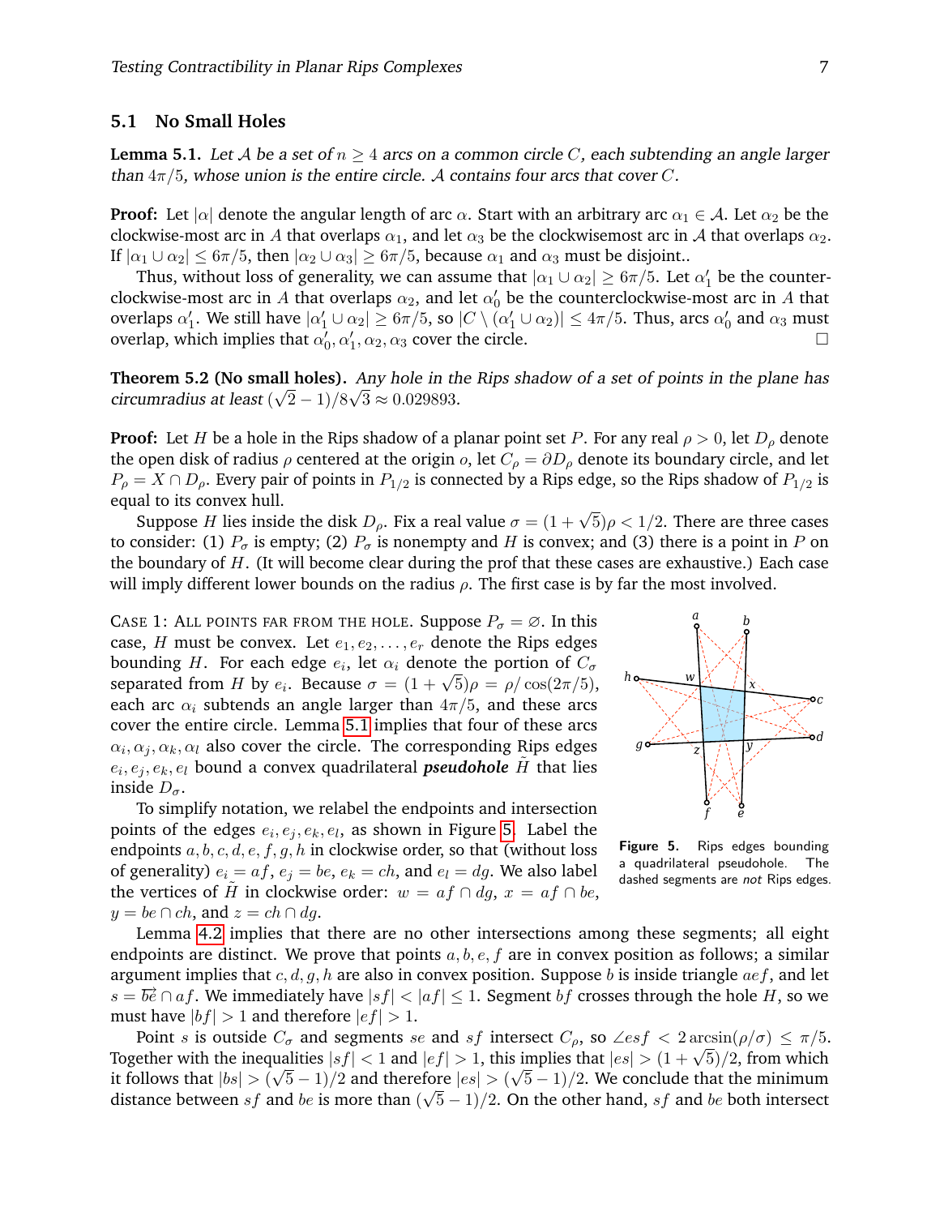### 5.1 No Small Holes

**Lemma 5.1.** *Let $\mathcal{A}$ be a set of $n \geq 4$ arcs on a common circle $C$, each subtending an angle larger than $4\pi/5$, whose union is the entire circle. $\mathcal{A}$ contains four arcs that cover $C$.*

**Proof:** Let $|\alpha|$ denote the angular length of arc $\alpha$. Start with an arbitrary arc $\alpha_1 \in \mathcal{A}$. Let $\alpha_2$ be the clockwise-most arc in $A$ that overlaps $\alpha_1$, and let $\alpha_3$ be the clockwisemost arc in $\mathcal{A}$ that overlaps $\alpha_2$. If $|\alpha_1 \cup \alpha_2| \leq 6\pi/5$, then $|\alpha_2 \cup \alpha_3| \geq 6\pi/5$, because $\alpha_1$ and $\alpha_3$ must be disjoint..

Thus, without loss of generality, we can assume that $|\alpha_1 \cup \alpha_2| \geq 6\pi/5$. Let $\alpha_1'$ be the counter-clockwise-most arc in $A$ that overlaps $\alpha_2$, and let $\alpha_0'$ be the counterclockwise-most arc in $A$ that overlaps $\alpha_1'$. We still have $|\alpha_1' \cup \alpha_2| \geq 6\pi/5$, so $|C \setminus (\alpha_1' \cup \alpha_2)| \leq 4\pi/5$. Thus, arcs $\alpha_0'$ and $\alpha_3$ must overlap, which implies that $\alpha_0', \alpha_1', \alpha_2, \alpha_3$ cover the circle. □

**Theorem 5.2 (No small holes).** *Any hole in the Rips shadow of a set of points in the plane has circumradius at least $(\sqrt{2}-1)/8\sqrt{3} \approx 0.029893$.*

**Proof:** Let $H$ be a hole in the Rips shadow of a planar point set $P$. For any real $\rho > 0$, let $D_\rho$ denote the open disk of radius $\rho$ centered at the origin $o$, let $C_\rho = \partial D_\rho$ denote its boundary circle, and let $P_\rho = X \cap D_\rho$. Every pair of points in $P_{1/2}$ is connected by a Rips edge, so the Rips shadow of $P_{1/2}$ is equal to its convex hull.

Suppose $H$ lies inside the disk $D_\rho$. Fix a real value $\sigma = (1+\sqrt{5})\rho < 1/2$. There are three cases to consider: (1) $P_\sigma$ is empty; (2) $P_\sigma$ is nonempty and $H$ is convex; and (3) there is a point in $P$ on the boundary of $H$. (It will become clear during the prof that these cases are exhaustive.) Each case will imply different lower bounds on the radius $\rho$. The first case is by far the most involved.

Case 1: All points far from the hole. Suppose $P_\sigma = \varnothing$. In this case, $H$ must be convex. Let $e_1, e_2, \ldots, e_r$ denote the Rips edges bounding $H$. For each edge $e_i$, let $\alpha_i$ denote the portion of $C_\sigma$ separated from $H$ by $e_i$. Because $\sigma = (1+\sqrt{5})\rho = \rho/\cos(2\pi/5)$, each arc $\alpha_i$ subtends an angle larger than $4\pi/5$, and these arcs cover the entire circle. Lemma 5.1 implies that four of these arcs $\alpha_i, \alpha_j, \alpha_k, \alpha_l$ also cover the circle. The corresponding Rips edges $e_i, e_j, e_k, e_l$ bound a convex quadrilateral ***pseudohole*** $\tilde{H}$ that lies inside $D_\sigma$.

Figure 5. Rips edges bounding a quadrilateral pseudohole. The dashed segments are *not* Rips edges.

To simplify notation, we relabel the endpoints and intersection points of the edges $e_i, e_j, e_k, e_l$, as shown in Figure 5. Label the endpoints $a, b, c, d, e, f, g, h$ in clockwise order, so that (without loss of generality) $e_i = af$, $e_j = be$, $e_k = ch$, and $e_l = dg$. We also label the vertices of $\tilde{H}$ in clockwise order: $w = af \cap dg$, $x = af \cap be$, $y = be \cap ch$, and $z = ch \cap dg$.

Lemma 4.2 implies that there are no other intersections among these segments; all eight endpoints are distinct. We prove that points $a, b, e, f$ are in convex position as follows; a similar argument implies that $c, d, g, h$ are also in convex position. Suppose $b$ is inside triangle $aef$, and let $s = \overline{be} \cap af$. We immediately have $|sf| < |af| \leq 1$. Segment $bf$ crosses through the hole $H$, so we must have $|bf| > 1$ and therefore $|ef| > 1$.

Point $s$ is outside $C_\sigma$ and segments $se$ and $sf$ intersect $C_\rho$, so $\angle esf < 2\arcsin(\rho/\sigma) \leq \pi/5$. Together with the inequalities $|sf| < 1$ and $|ef| > 1$, this implies that $|es| > (1+\sqrt{5})/2$, from which it follows that $|bs| > (\sqrt{5}-1)/2$ and therefore $|es| > (\sqrt{5}-1)/2$. We conclude that the minimum distance between $sf$ and $be$ is more than $(\sqrt{5}-1)/2$. On the other hand, $sf$ and $be$ both intersect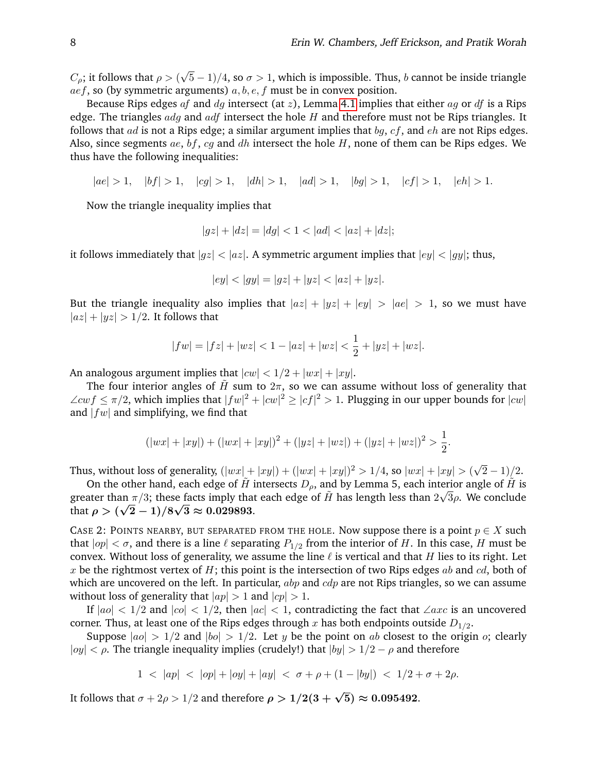$C_\rho$; it follows that $\rho > (\sqrt{5}-1)/4$, so $\sigma > 1$, which is impossible. Thus, $b$ cannot be inside triangle $aef$, so (by symmetric arguments) $a, b, e, f$ must be in convex position.

Because Rips edges $af$ and $dg$ intersect (at $z$), Lemma 4.1 implies that either $ag$ or $df$ is a Rips edge. The triangles $adg$ and $adf$ intersect the hole $H$ and therefore must not be Rips triangles. It follows that $ad$ is not a Rips edge; a similar argument implies that $bg$, $cf$, and $eh$ are not Rips edges. Also, since segments $ae$, $bf$, $cg$ and $dh$ intersect the hole $H$, none of them can be Rips edges. We thus have the following inequalities:

$$|ae| > 1, \quad |bf| > 1, \quad |cg| > 1, \quad |dh| > 1, \quad |ad| > 1, \quad |bg| > 1, \quad |cf| > 1, \quad |eh| > 1.$$

Now the triangle inequality implies that

$$|gz| + |dz| = |dg| < 1 < |ad| < |az| + |dz|;$$

it follows immediately that $|gz| < |az|$. A symmetric argument implies that $|ey| < |gy|$; thus,

$$|ey| < |gy| = |gz| + |yz| < |az| + |yz|.$$

But the triangle inequality also implies that $|az| + |yz| + |ey| > |ae| > 1$, so we must have $|az| + |yz| > 1/2$. It follows that

$$|fw| = |fz| + |wz| < 1 - |az| + |wz| < \frac{1}{2} + |yz| + |wz|.$$

An analogous argument implies that $|cw| < 1/2 + |wx| + |xy|$.

The four interior angles of $\tilde{H}$ sum to $2\pi$, so we can assume without loss of generality that $\angle cwf \leq \pi/2$, which implies that $|fw|^2 + |cw|^2 \geq |cf|^2 > 1$. Plugging in our upper bounds for $|cw|$ and $|fw|$ and simplifying, we find that

$$(|wx| + |xy|) + (|wx| + |xy|)^2 + (|yz| + |wz|) + (|yz| + |wz|)^2 > \frac{1}{2}.$$

Thus, without loss of generality, $(|wx| + |xy|) + (|wx| + |xy|)^2 > 1/4$, so $|wx| + |xy| > (\sqrt{2}-1)/2$.

On the other hand, each edge of $\tilde{H}$ intersects $D_\rho$, and by Lemma 5, each interior angle of $\tilde{H}$ is greater than $\pi/3$; these facts imply that each edge of $\tilde{H}$ has length less than $2\sqrt{3}\rho$. We conclude that $\boldsymbol{\rho > (\sqrt{2}-1)/8\sqrt{3} \approx 0.029893}$.

Case 2: Points nearby, but separated from the hole. Now suppose there is a point $p \in X$ such that $|op| < \sigma$, and there is a line $\ell$ separating $P_{1/2}$ from the interior of $H$. In this case, $H$ must be convex. Without loss of generality, we assume the line $\ell$ is vertical and that $H$ lies to its right. Let $x$ be the rightmost vertex of $H$; this point is the intersection of two Rips edges $ab$ and $cd$, both of which are uncovered on the left. In particular, $abp$ and $cdp$ are not Rips triangles, so we can assume without loss of generality that $|ap| > 1$ and $|cp| > 1$.

If $|ao| < 1/2$ and $|co| < 1/2$, then $|ac| < 1$, contradicting the fact that $\angle axc$ is an uncovered corner. Thus, at least one of the Rips edges through $x$ has both endpoints outside $D_{1/2}$.

Suppose $|ao| > 1/2$ and $|bo| > 1/2$. Let $y$ be the point on $ab$ closest to the origin $o$; clearly $|oy| < \rho$. The triangle inequality implies (crudely!) that $|by| > 1/2 - \rho$ and therefore

$$1 \; < \; |ap| \; < \; |op| + |oy| + |ay| \; < \; \sigma + \rho + (1 - |by|) \; < \; 1/2 + \sigma + 2\rho.$$

It follows that $\sigma + 2\rho > 1/2$ and therefore $\boldsymbol{\rho > 1/2(3+\sqrt{5}) \approx 0.095492}$.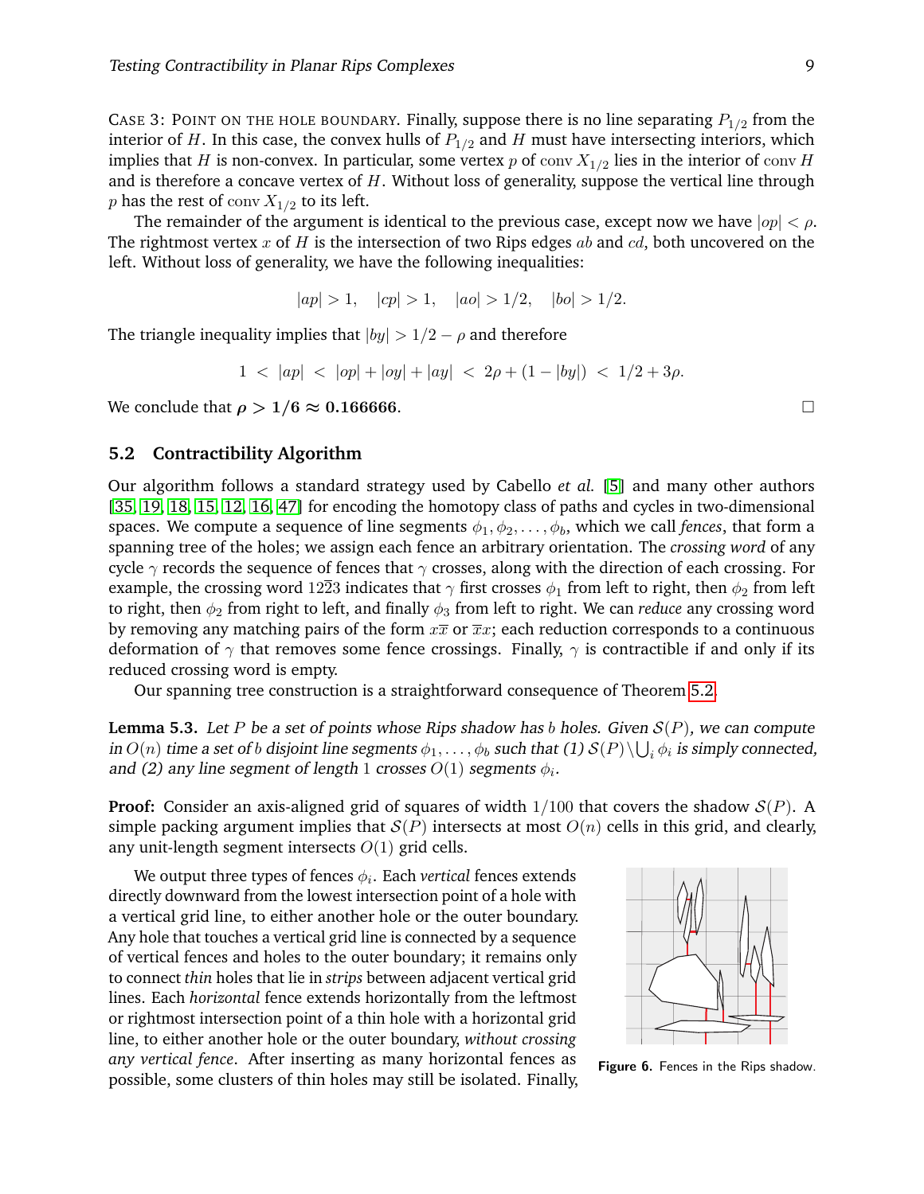CASE 3: POINT ON THE HOLE BOUNDARY. Finally, suppose there is no line separating $P_{1/2}$ from the interior of $H$. In this case, the convex hulls of $P_{1/2}$ and $H$ must have intersecting interiors, which implies that $H$ is non-convex. In particular, some vertex $p$ of $\operatorname{conv} X_{1/2}$ lies in the interior of $\operatorname{conv} H$ and is therefore a concave vertex of $H$. Without loss of generality, suppose the vertical line through $p$ has the rest of $\operatorname{conv} X_{1/2}$ to its left.

The remainder of the argument is identical to the previous case, except now we have $|op| < \rho$. The rightmost vertex $x$ of $H$ is the intersection of two Rips edges $ab$ and $cd$, both uncovered on the left. Without loss of generality, we have the following inequalities:

$$|ap| > 1, \quad |cp| > 1, \quad |ao| > 1/2, \quad |bo| > 1/2.$$

The triangle inequality implies that $|by| > 1/2 - \rho$ and therefore

$$1 \; < \; |ap| \; < \; |op| + |oy| + |ay| \; < \; 2\rho + (1 - |by|) \; < \; 1/2 + 3\rho.$$

We conclude that $\boldsymbol{\rho > 1/6 \approx 0.166666}$. □

## 5.2 Contractibility Algorithm

Our algorithm follows a standard strategy used by Cabello *et al.* [5] and many other authors [35, 19, 18, 15, 12, 16, 47] for encoding the homotopy class of paths and cycles in two-dimensional spaces. We compute a sequence of line segments $\phi_1, \phi_2, \ldots, \phi_b$, which we call *fences*, that form a spanning tree of the holes; we assign each fence an arbitrary orientation. The *crossing word* of any cycle $\gamma$ records the sequence of fences that $\gamma$ crosses, along with the direction of each crossing. For example, the crossing word $12\overline{2}3$ indicates that $\gamma$ first crosses $\phi_1$ from left to right, then $\phi_2$ from left to right, then $\phi_2$ from right to left, and finally $\phi_3$ from left to right. We can *reduce* any crossing word by removing any matching pairs of the form $x\overline{x}$ or $\overline{x}x$; each reduction corresponds to a continuous deformation of $\gamma$ that removes some fence crossings. Finally, $\gamma$ is contractible if and only if its reduced crossing word is empty.

Our spanning tree construction is a straightforward consequence of Theorem 5.2.

**Lemma 5.3.** *Let $P$ be a set of points whose Rips shadow has $b$ holes. Given $\mathcal{S}(P)$, we can compute in $O(n)$ time a set of $b$ disjoint line segments $\phi_1, \ldots, \phi_b$ such that (1) $\mathcal{S}(P) \setminus \bigcup_i \phi_i$ is simply connected, and (2) any line segment of length 1 crosses $O(1)$ segments $\phi_i$.*

**Proof:** Consider an axis-aligned grid of squares of width $1/100$ that covers the shadow $\mathcal{S}(P)$. A simple packing argument implies that $\mathcal{S}(P)$ intersects at most $O(n)$ cells in this grid, and clearly, any unit-length segment intersects $O(1)$ grid cells.

We output three types of fences $\phi_i$. Each *vertical* fences extends directly downward from the lowest intersection point of a hole with a vertical grid line, to either another hole or the outer boundary. Any hole that touches a vertical grid line is connected by a sequence of vertical fences and holes to the outer boundary; it remains only to connect *thin* holes that lie in *strips* between adjacent vertical grid lines. Each *horizontal* fence extends horizontally from the leftmost or rightmost intersection point of a thin hole with a horizontal grid line, to either another hole or the outer boundary, *without crossing any vertical fence*. After inserting as many horizontal fences as possible, some clusters of thin holes may still be isolated. Finally,

**Figure 6.** Fences in the Rips shadow.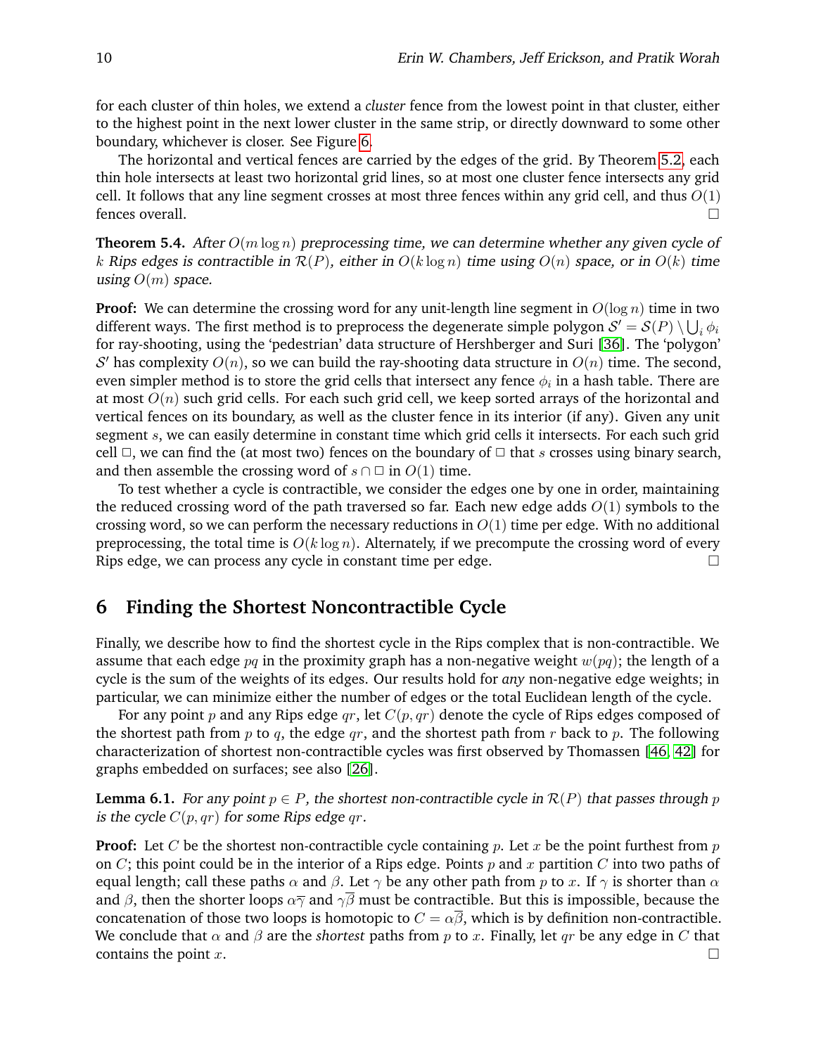for each cluster of thin holes, we extend a *cluster* fence from the lowest point in that cluster, either to the highest point in the next lower cluster in the same strip, or directly downward to some other boundary, whichever is closer. See Figure 6.

The horizontal and vertical fences are carried by the edges of the grid. By Theorem 5.2, each thin hole intersects at least two horizontal grid lines, so at most one cluster fence intersects any grid cell. It follows that any line segment crosses at most three fences within any grid cell, and thus $O(1)$ fences overall. □

**Theorem 5.4.** *After $O(m \log n)$ preprocessing time, we can determine whether any given cycle of $k$ Rips edges is contractible in $\mathcal{R}(P)$, either in $O(k \log n)$ time using $O(n)$ space, or in $O(k)$ time using $O(m)$ space.*

**Proof:** We can determine the crossing word for any unit-length line segment in $O(\log n)$ time in two different ways. The first method is to preprocess the degenerate simple polygon $\mathcal{S}' = \mathcal{S}(P) \setminus \bigcup_i \phi_i$ for ray-shooting, using the 'pedestrian' data structure of Hershberger and Suri [36]. The 'polygon' $\mathcal{S}'$ has complexity $O(n)$, so we can build the ray-shooting data structure in $O(n)$ time. The second, even simpler method is to store the grid cells that intersect any fence $\phi_i$ in a hash table. There are at most $O(n)$ such grid cells. For each such grid cell, we keep sorted arrays of the horizontal and vertical fences on its boundary, as well as the cluster fence in its interior (if any). Given any unit segment $s$, we can easily determine in constant time which grid cells it intersects. For each such grid cell $\square$, we can find the (at most two) fences on the boundary of $\square$ that $s$ crosses using binary search, and then assemble the crossing word of $s \cap \square$ in $O(1)$ time.

To test whether a cycle is contractible, we consider the edges one by one in order, maintaining the reduced crossing word of the path traversed so far. Each new edge adds $O(1)$ symbols to the crossing word, so we can perform the necessary reductions in $O(1)$ time per edge. With no additional preprocessing, the total time is $O(k \log n)$. Alternately, if we precompute the crossing word of every Rips edge, we can process any cycle in constant time per edge. □

## 6 Finding the Shortest Noncontractible Cycle

Finally, we describe how to find the shortest cycle in the Rips complex that is non-contractible. We assume that each edge $pq$ in the proximity graph has a non-negative weight $w(pq)$; the length of a cycle is the sum of the weights of its edges. Our results hold for *any* non-negative edge weights; in particular, we can minimize either the number of edges or the total Euclidean length of the cycle.

For any point $p$ and any Rips edge $qr$, let $C(p, qr)$ denote the cycle of Rips edges composed of the shortest path from $p$ to $q$, the edge $qr$, and the shortest path from $r$ back to $p$. The following characterization of shortest non-contractible cycles was first observed by Thomassen [46, 42] for graphs embedded on surfaces; see also [26].

**Lemma 6.1.** *For any point $p \in P$, the shortest non-contractible cycle in $\mathcal{R}(P)$ that passes through $p$ is the cycle $C(p, qr)$ for some Rips edge $qr$.*

**Proof:** Let $C$ be the shortest non-contractible cycle containing $p$. Let $x$ be the point furthest from $p$ on $C$; this point could be in the interior of a Rips edge. Points $p$ and $x$ partition $C$ into two paths of equal length; call these paths $\alpha$ and $\beta$. Let $\gamma$ be any other path from $p$ to $x$. If $\gamma$ is shorter than $\alpha$ and $\beta$, then the shorter loops $\alpha\overline{\gamma}$ and $\gamma\overline{\beta}$ must be contractible. But this is impossible, because the concatenation of those two loops is homotopic to $C = \alpha\overline{\beta}$, which is by definition non-contractible. We conclude that $\alpha$ and $\beta$ are the *shortest* paths from $p$ to $x$. Finally, let $qr$ be any edge in $C$ that contains the point $x$. □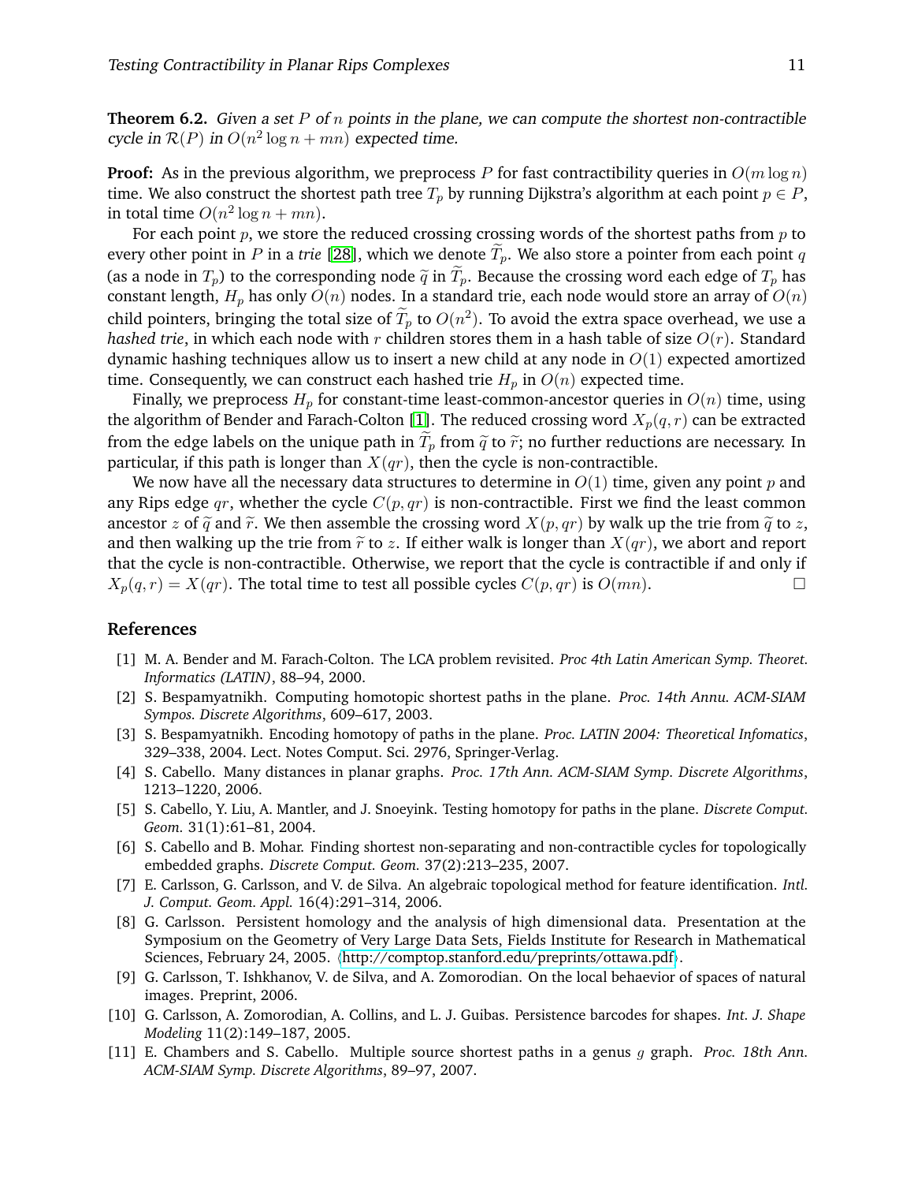**Theorem 6.2.** *Given a set $P$ of $n$ points in the plane, we can compute the shortest non-contractible cycle in $\mathcal{R}(P)$ in $O(n^2 \log n + mn)$ expected time.*

**Proof:** As in the previous algorithm, we preprocess $P$ for fast contractibility queries in $O(m \log n)$ time. We also construct the shortest path tree $T_p$ by running Dijkstra's algorithm at each point $p \in P$, in total time $O(n^2 \log n + mn)$.

For each point $p$, we store the reduced crossing crossing words of the shortest paths from $p$ to every other point in $P$ in a *trie* [28], which we denote $\widetilde{T}_p$. We also store a pointer from each point $q$ (as a node in $T_p$) to the corresponding node $\widetilde{q}$ in $\widetilde{T}_p$. Because the crossing word each edge of $T_p$ has constant length, $H_p$ has only $O(n)$ nodes. In a standard trie, each node would store an array of $O(n)$ child pointers, bringing the total size of $\widetilde{T}_p$ to $O(n^2)$. To avoid the extra space overhead, we use a *hashed trie*, in which each node with $r$ children stores them in a hash table of size $O(r)$. Standard dynamic hashing techniques allow us to insert a new child at any node in $O(1)$ expected amortized time. Consequently, we can construct each hashed trie $H_p$ in $O(n)$ expected time.

Finally, we preprocess $H_p$ for constant-time least-common-ancestor queries in $O(n)$ time, using the algorithm of Bender and Farach-Colton [1]. The reduced crossing word $X_p(q, r)$ can be extracted from the edge labels on the unique path in $\widetilde{T}_p$ from $\widetilde{q}$ to $\widetilde{r}$; no further reductions are necessary. In particular, if this path is longer than $X(qr)$, then the cycle is non-contractible.

We now have all the necessary data structures to determine in $O(1)$ time, given any point $p$ and any Rips edge $qr$, whether the cycle $C(p, qr)$ is non-contractible. First we find the least common ancestor $z$ of $\widetilde{q}$ and $\widetilde{r}$. We then assemble the crossing word $X(p, qr)$ by walk up the trie from $\widetilde{q}$ to $z$, and then walking up the trie from $\widetilde{r}$ to $z$. If either walk is longer than $X(qr)$, we abort and report that the cycle is non-contractible. Otherwise, we report that the cycle is contractible if and only if $X_p(q, r) = X(qr)$. The total time to test all possible cycles $C(p, qr)$ is $O(mn)$. □

## References

[1] M. A. Bender and M. Farach-Colton. The LCA problem revisited. *Proc 4th Latin American Symp. Theoret. Informatics (LATIN)*, 88–94, 2000.

[2] S. Bespamyatnikh. Computing homotopic shortest paths in the plane. *Proc. 14th Annu. ACM-SIAM Sympos. Discrete Algorithms*, 609–617, 2003.

[3] S. Bespamyatnikh. Encoding homotopy of paths in the plane. *Proc. LATIN 2004: Theoretical Infomatics*, 329–338, 2004. Lect. Notes Comput. Sci. 2976, Springer-Verlag.

[4] S. Cabello. Many distances in planar graphs. *Proc. 17th Ann. ACM-SIAM Symp. Discrete Algorithms*, 1213–1220, 2006.

[5] S. Cabello, Y. Liu, A. Mantler, and J. Snoeyink. Testing homotopy for paths in the plane. *Discrete Comput. Geom.* 31(1):61–81, 2004.

[6] S. Cabello and B. Mohar. Finding shortest non-separating and non-contractible cycles for topologically embedded graphs. *Discrete Comput. Geom.* 37(2):213–235, 2007.

[7] E. Carlsson, G. Carlsson, and V. de Silva. An algebraic topological method for feature identification. *Intl. J. Comput. Geom. Appl.* 16(4):291–314, 2006.

[8] G. Carlsson. Persistent homology and the analysis of high dimensional data. Presentation at the Symposium on the Geometry of Very Large Data Sets, Fields Institute for Research in Mathematical Sciences, February 24, 2005. ⟨http://comptop.stanford.edu/preprints/ottawa.pdf⟩.

[9] G. Carlsson, T. Ishkhanov, V. de Silva, and A. Zomorodian. On the local behaevior of spaces of natural images. Preprint, 2006.

[10] G. Carlsson, A. Zomorodian, A. Collins, and L. J. Guibas. Persistence barcodes for shapes. *Int. J. Shape Modeling* 11(2):149–187, 2005.

[11] E. Chambers and S. Cabello. Multiple source shortest paths in a genus $g$ graph. *Proc. 18th Ann. ACM-SIAM Symp. Discrete Algorithms*, 89–97, 2007.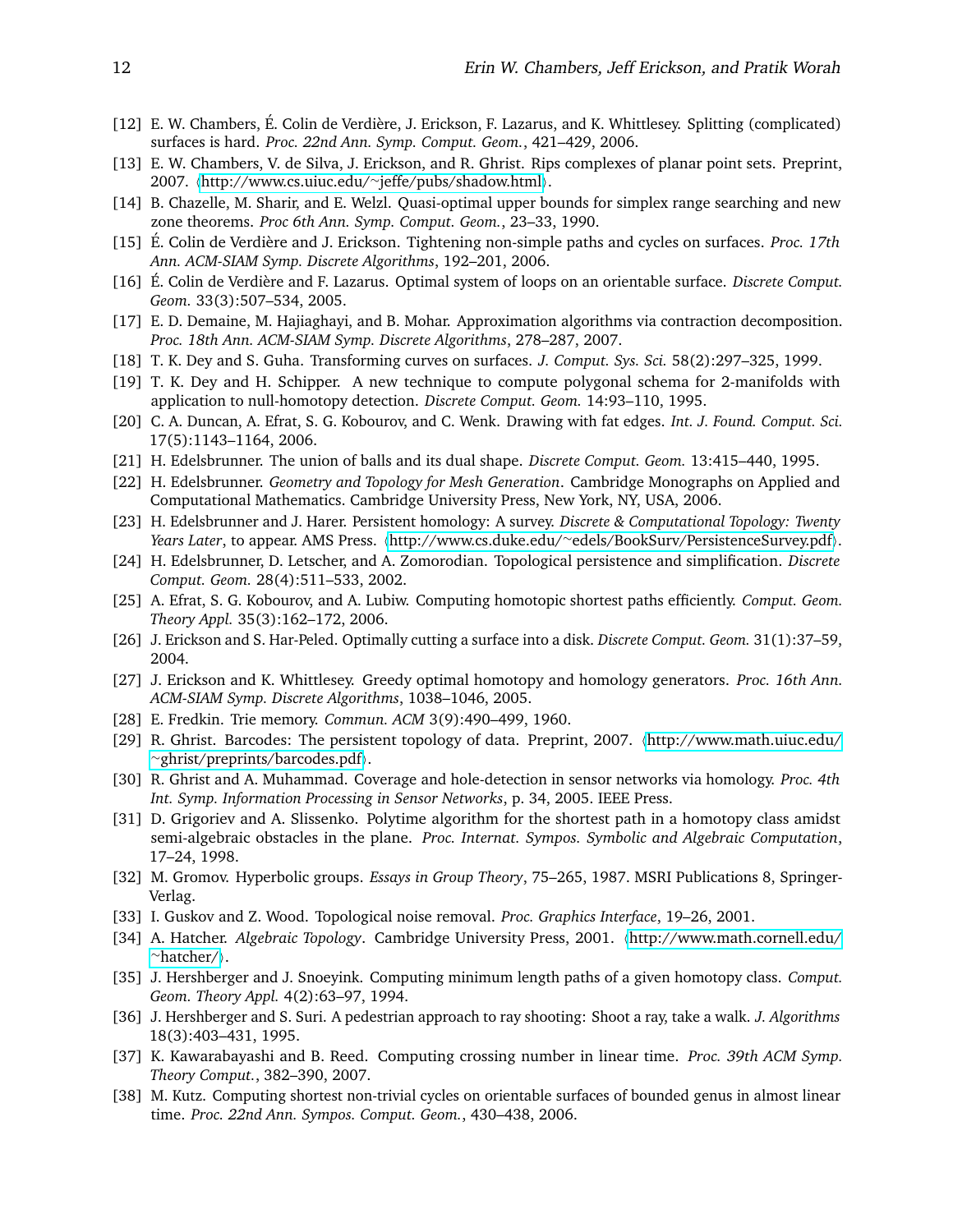- [12] E. W. Chambers, É. Colin de Verdière, J. Erickson, F. Lazarus, and K. Whittlesey. Splitting (complicated) surfaces is hard. *Proc. 22nd Ann. Symp. Comput. Geom.*, 421–429, 2006.
- [13] E. W. Chambers, V. de Silva, J. Erickson, and R. Ghrist. Rips complexes of planar point sets. Preprint, 2007. ⟨http://www.cs.uiuc.edu/~jeffe/pubs/shadow.html⟩.
- [14] B. Chazelle, M. Sharir, and E. Welzl. Quasi-optimal upper bounds for simplex range searching and new zone theorems. *Proc 6th Ann. Symp. Comput. Geom.*, 23–33, 1990.
- [15] É. Colin de Verdière and J. Erickson. Tightening non-simple paths and cycles on surfaces. *Proc. 17th Ann. ACM-SIAM Symp. Discrete Algorithms*, 192–201, 2006.
- [16] É. Colin de Verdière and F. Lazarus. Optimal system of loops on an orientable surface. *Discrete Comput. Geom.* 33(3):507–534, 2005.
- [17] E. D. Demaine, M. Hajiaghayi, and B. Mohar. Approximation algorithms via contraction decomposition. *Proc. 18th Ann. ACM-SIAM Symp. Discrete Algorithms*, 278–287, 2007.
- [18] T. K. Dey and S. Guha. Transforming curves on surfaces. *J. Comput. Sys. Sci.* 58(2):297–325, 1999.
- [19] T. K. Dey and H. Schipper. A new technique to compute polygonal schema for 2-manifolds with application to null-homotopy detection. *Discrete Comput. Geom.* 14:93–110, 1995.
- [20] C. A. Duncan, A. Efrat, S. G. Kobourov, and C. Wenk. Drawing with fat edges. *Int. J. Found. Comput. Sci.* 17(5):1143–1164, 2006.
- [21] H. Edelsbrunner. The union of balls and its dual shape. *Discrete Comput. Geom.* 13:415–440, 1995.
- [22] H. Edelsbrunner. *Geometry and Topology for Mesh Generation*. Cambridge Monographs on Applied and Computational Mathematics. Cambridge University Press, New York, NY, USA, 2006.
- [23] H. Edelsbrunner and J. Harer. Persistent homology: A survey. *Discrete & Computational Topology: Twenty Years Later*, to appear. AMS Press. ⟨http://www.cs.duke.edu/~edels/BookSurv/PersistenceSurvey.pdf⟩.
- [24] H. Edelsbrunner, D. Letscher, and A. Zomorodian. Topological persistence and simplification. *Discrete Comput. Geom.* 28(4):511–533, 2002.
- [25] A. Efrat, S. G. Kobourov, and A. Lubiw. Computing homotopic shortest paths efficiently. *Comput. Geom. Theory Appl.* 35(3):162–172, 2006.
- [26] J. Erickson and S. Har-Peled. Optimally cutting a surface into a disk. *Discrete Comput. Geom.* 31(1):37–59, 2004.
- [27] J. Erickson and K. Whittlesey. Greedy optimal homotopy and homology generators. *Proc. 16th Ann. ACM-SIAM Symp. Discrete Algorithms*, 1038–1046, 2005.
- [28] E. Fredkin. Trie memory. *Commun. ACM* 3(9):490–499, 1960.
- [29] R. Ghrist. Barcodes: The persistent topology of data. Preprint, 2007. ⟨http://www.math.uiuc.edu/~ghrist/preprints/barcodes.pdf⟩.
- [30] R. Ghrist and A. Muhammad. Coverage and hole-detection in sensor networks via homology. *Proc. 4th Int. Symp. Information Processing in Sensor Networks*, p. 34, 2005. IEEE Press.
- [31] D. Grigoriev and A. Slissenko. Polytime algorithm for the shortest path in a homotopy class amidst semi-algebraic obstacles in the plane. *Proc. Internat. Sympos. Symbolic and Algebraic Computation*, 17–24, 1998.
- [32] M. Gromov. Hyperbolic groups. *Essays in Group Theory*, 75–265, 1987. MSRI Publications 8, Springer-Verlag.
- [33] I. Guskov and Z. Wood. Topological noise removal. *Proc. Graphics Interface*, 19–26, 2001.
- [34] A. Hatcher. *Algebraic Topology*. Cambridge University Press, 2001. ⟨http://www.math.cornell.edu/~hatcher/⟩.
- [35] J. Hershberger and J. Snoeyink. Computing minimum length paths of a given homotopy class. *Comput. Geom. Theory Appl.* 4(2):63–97, 1994.
- [36] J. Hershberger and S. Suri. A pedestrian approach to ray shooting: Shoot a ray, take a walk. *J. Algorithms* 18(3):403–431, 1995.
- [37] K. Kawarabayashi and B. Reed. Computing crossing number in linear time. *Proc. 39th ACM Symp. Theory Comput.*, 382–390, 2007.
- [38] M. Kutz. Computing shortest non-trivial cycles on orientable surfaces of bounded genus in almost linear time. *Proc. 22nd Ann. Sympos. Comput. Geom.*, 430–438, 2006.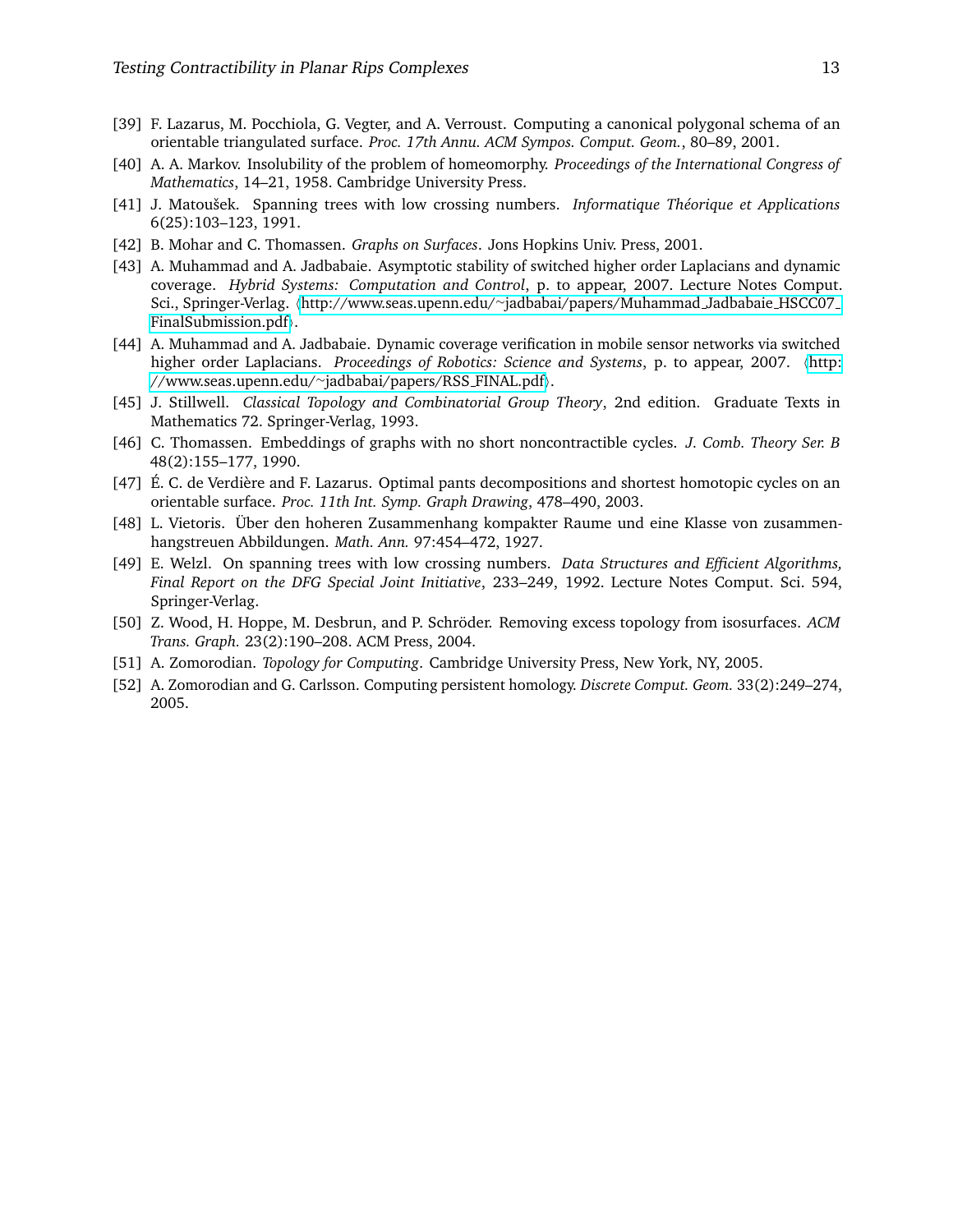[39] F. Lazarus, M. Pocchiola, G. Vegter, and A. Verroust. Computing a canonical polygonal schema of an orientable triangulated surface. *Proc. 17th Annu. ACM Sympos. Comput. Geom.*, 80–89, 2001.

[40] A. A. Markov. Insolubility of the problem of homeomorphy. *Proceedings of the International Congress of Mathematics*, 14–21, 1958. Cambridge University Press.

[41] J. Matoušek. Spanning trees with low crossing numbers. *Informatique Théorique et Applications* 6(25):103–123, 1991.

[42] B. Mohar and C. Thomassen. *Graphs on Surfaces*. Jons Hopkins Univ. Press, 2001.

[43] A. Muhammad and A. Jadbabaie. Asymptotic stability of switched higher order Laplacians and dynamic coverage. *Hybrid Systems: Computation and Control*, p. to appear, 2007. Lecture Notes Comput. Sci., Springer-Verlag. ⟨http://www.seas.upenn.edu/~jadbabai/papers/Muhammad_Jadbabaie_HSCC07_FinalSubmission.pdf⟩.

[44] A. Muhammad and A. Jadbabaie. Dynamic coverage verification in mobile sensor networks via switched higher order Laplacians. *Proceedings of Robotics: Science and Systems*, p. to appear, 2007. ⟨http://www.seas.upenn.edu/~jadbabai/papers/RSS_FINAL.pdf⟩.

[45] J. Stillwell. *Classical Topology and Combinatorial Group Theory*, 2nd edition. Graduate Texts in Mathematics 72. Springer-Verlag, 1993.

[46] C. Thomassen. Embeddings of graphs with no short noncontractible cycles. *J. Comb. Theory Ser. B* 48(2):155–177, 1990.

[47] É. C. de Verdière and F. Lazarus. Optimal pants decompositions and shortest homotopic cycles on an orientable surface. *Proc. 11th Int. Symp. Graph Drawing*, 478–490, 2003.

[48] L. Vietoris. Über den hoheren Zusammenhang kompakter Raume und eine Klasse von zusammenhangstreuen Abbildungen. *Math. Ann.* 97:454–472, 1927.

[49] E. Welzl. On spanning trees with low crossing numbers. *Data Structures and Efficient Algorithms, Final Report on the DFG Special Joint Initiative*, 233–249, 1992. Lecture Notes Comput. Sci. 594, Springer-Verlag.

[50] Z. Wood, H. Hoppe, M. Desbrun, and P. Schröder. Removing excess topology from isosurfaces. *ACM Trans. Graph.* 23(2):190–208. ACM Press, 2004.

[51] A. Zomorodian. *Topology for Computing*. Cambridge University Press, New York, NY, 2005.

[52] A. Zomorodian and G. Carlsson. Computing persistent homology. *Discrete Comput. Geom.* 33(2):249–274, 2005.